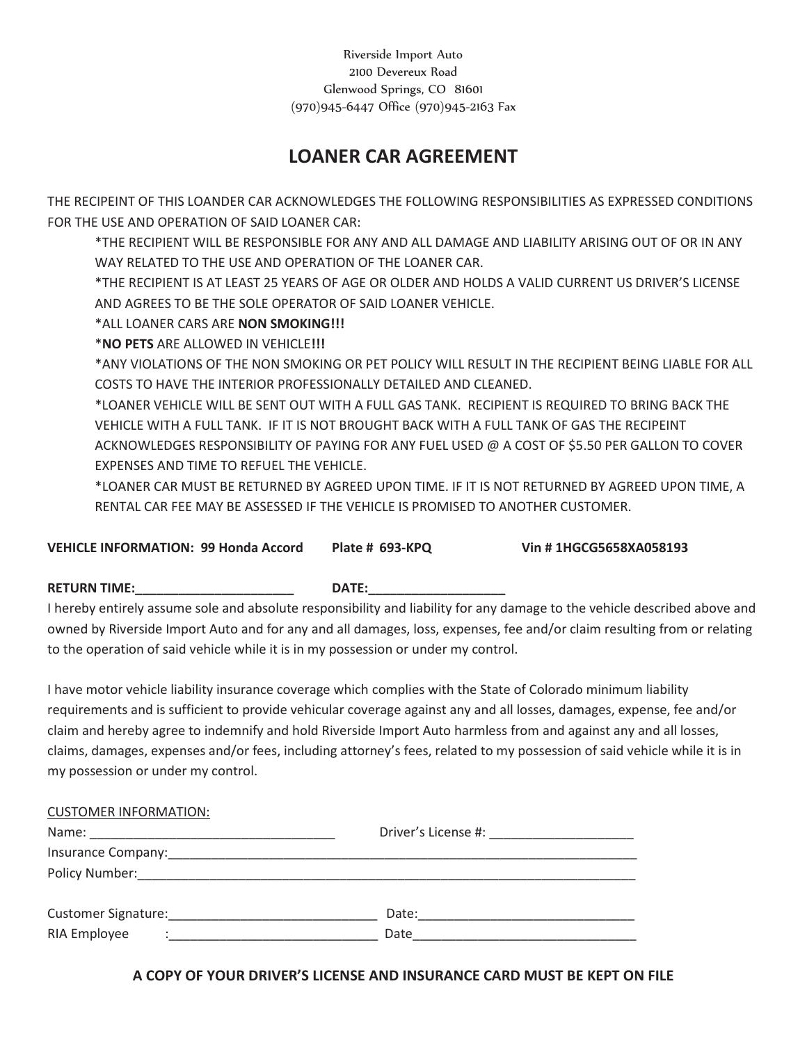Riverside Import Auto
2100 Devereux Road
Glenwood Springs, CO 81601
(970)945-6447 Office (970)945-2163 Fax

# LOANER CAR AGREEMENT

THE RECIPEINT OF THIS LOANDER CAR ACKNOWLEDGES THE FOLLOWING RESPONSIBILITIES AS EXPRESSED CONDITIONS FOR THE USE AND OPERATION OF SAID LOANER CAR:

*THE RECIPIENT WILL BE RESPONSIBLE FOR ANY AND ALL DAMAGE AND LIABILITY ARISING OUT OF OR IN ANY WAY RELATED TO THE USE AND OPERATION OF THE LOANER CAR.

*THE RECIPIENT IS AT LEAST 25 YEARS OF AGE OR OLDER AND HOLDS A VALID CURRENT US DRIVER'S LICENSE AND AGREES TO BE THE SOLE OPERATOR OF SAID LOANER VEHICLE.

*ALL LOANER CARS ARE **NON SMOKING!!!**

***NO PETS** ARE ALLOWED IN VEHICLE**!!!**

*ANY VIOLATIONS OF THE NON SMOKING OR PET POLICY WILL RESULT IN THE RECIPIENT BEING LIABLE FOR ALL COSTS TO HAVE THE INTERIOR PROFESSIONALLY DETAILED AND CLEANED.

*LOANER VEHICLE WILL BE SENT OUT WITH A FULL GAS TANK. RECIPIENT IS REQUIRED TO BRING BACK THE VEHICLE WITH A FULL TANK. IF IT IS NOT BROUGHT BACK WITH A FULL TANK OF GAS THE RECIPEINT ACKNOWLEDGES RESPONSIBILITY OF PAYING FOR ANY FUEL USED @ A COST OF $5.50 PER GALLON TO COVER EXPENSES AND TIME TO REFUEL THE VEHICLE.

*LOANER CAR MUST BE RETURNED BY AGREED UPON TIME. IF IT IS NOT RETURNED BY AGREED UPON TIME, A RENTAL CAR FEE MAY BE ASSESSED IF THE VEHICLE IS PROMISED TO ANOTHER CUSTOMER.

**VEHICLE INFORMATION: 99 Honda Accord Plate # 693-KPQ Vin # 1HGCG5658XA058193**

**RETURN TIME:______________________ DATE:___________________**

I hereby entirely assume sole and absolute responsibility and liability for any damage to the vehicle described above and owned by Riverside Import Auto and for any and all damages, loss, expenses, fee and/or claim resulting from or relating to the operation of said vehicle while it is in my possession or under my control.

I have motor vehicle liability insurance coverage which complies with the State of Colorado minimum liability requirements and is sufficient to provide vehicular coverage against any and all losses, damages, expense, fee and/or claim and hereby agree to indemnify and hold Riverside Import Auto harmless from and against any and all losses, claims, damages, expenses and/or fees, including attorney's fees, related to my possession of said vehicle while it is in my possession or under my control.

CUSTOMER INFORMATION:

Name: __________________________________ Driver's License #: ____________________

Insurance Company:____________________________________________________________________

Policy Number:_________________________________________________________________________

Customer Signature:_____________________________ Date:_______________________________

RIA Employee :_____________________________ Date_______________________________

**A COPY OF YOUR DRIVER'S LICENSE AND INSURANCE CARD MUST BE KEPT ON FILE**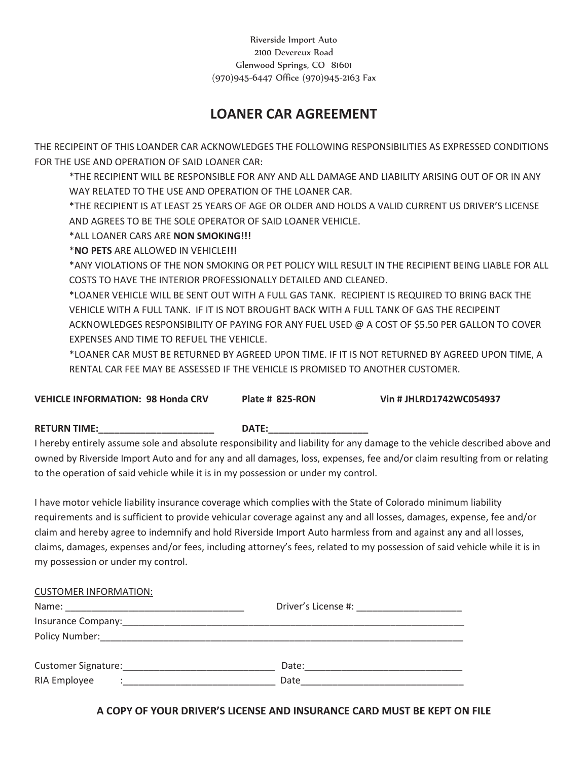Riverside Import Auto
2100 Devereux Road
Glenwood Springs, CO 81601
(970)945-6447 Office (970)945-2163 Fax

# LOANER CAR AGREEMENT

THE RECIPEINT OF THIS LOANDER CAR ACKNOWLEDGES THE FOLLOWING RESPONSIBILITIES AS EXPRESSED CONDITIONS FOR THE USE AND OPERATION OF SAID LOANER CAR:

*THE RECIPIENT WILL BE RESPONSIBLE FOR ANY AND ALL DAMAGE AND LIABILITY ARISING OUT OF OR IN ANY WAY RELATED TO THE USE AND OPERATION OF THE LOANER CAR.

*THE RECIPIENT IS AT LEAST 25 YEARS OF AGE OR OLDER AND HOLDS A VALID CURRENT US DRIVER'S LICENSE AND AGREES TO BE THE SOLE OPERATOR OF SAID LOANER VEHICLE.

*ALL LOANER CARS ARE **NON SMOKING!!!**

***NO PETS** ARE ALLOWED IN VEHICLE**!!!**

*ANY VIOLATIONS OF THE NON SMOKING OR PET POLICY WILL RESULT IN THE RECIPIENT BEING LIABLE FOR ALL COSTS TO HAVE THE INTERIOR PROFESSIONALLY DETAILED AND CLEANED.

*LOANER VEHICLE WILL BE SENT OUT WITH A FULL GAS TANK. RECIPIENT IS REQUIRED TO BRING BACK THE VEHICLE WITH A FULL TANK. IF IT IS NOT BROUGHT BACK WITH A FULL TANK OF GAS THE RECIPEINT ACKNOWLEDGES RESPONSIBILITY OF PAYING FOR ANY FUEL USED @ A COST OF $5.50 PER GALLON TO COVER EXPENSES AND TIME TO REFUEL THE VEHICLE.

*LOANER CAR MUST BE RETURNED BY AGREED UPON TIME. IF IT IS NOT RETURNED BY AGREED UPON TIME, A RENTAL CAR FEE MAY BE ASSESSED IF THE VEHICLE IS PROMISED TO ANOTHER CUSTOMER.

**VEHICLE INFORMATION: 98 Honda CRV** **Plate # 825-RON** **Vin # JHLRD1742WC054937**

**RETURN TIME:______________________** **DATE:___________________**

I hereby entirely assume sole and absolute responsibility and liability for any damage to the vehicle described above and owned by Riverside Import Auto and for any and all damages, loss, expenses, fee and/or claim resulting from or relating to the operation of said vehicle while it is in my possession or under my control.

I have motor vehicle liability insurance coverage which complies with the State of Colorado minimum liability requirements and is sufficient to provide vehicular coverage against any and all losses, damages, expense, fee and/or claim and hereby agree to indemnify and hold Riverside Import Auto harmless from and against any and all losses, claims, damages, expenses and/or fees, including attorney's fees, related to my possession of said vehicle while it is in my possession or under my control.

CUSTOMER INFORMATION:

Name: __________________________________ Driver's License #: ____________________

Insurance Company:__________________________________________________________________

Policy Number:_____________________________________________________________________

Customer Signature:_____________________________ Date:_______________________________

RIA Employee :_____________________________ Date_______________________________

**A COPY OF YOUR DRIVER'S LICENSE AND INSURANCE CARD MUST BE KEPT ON FILE**